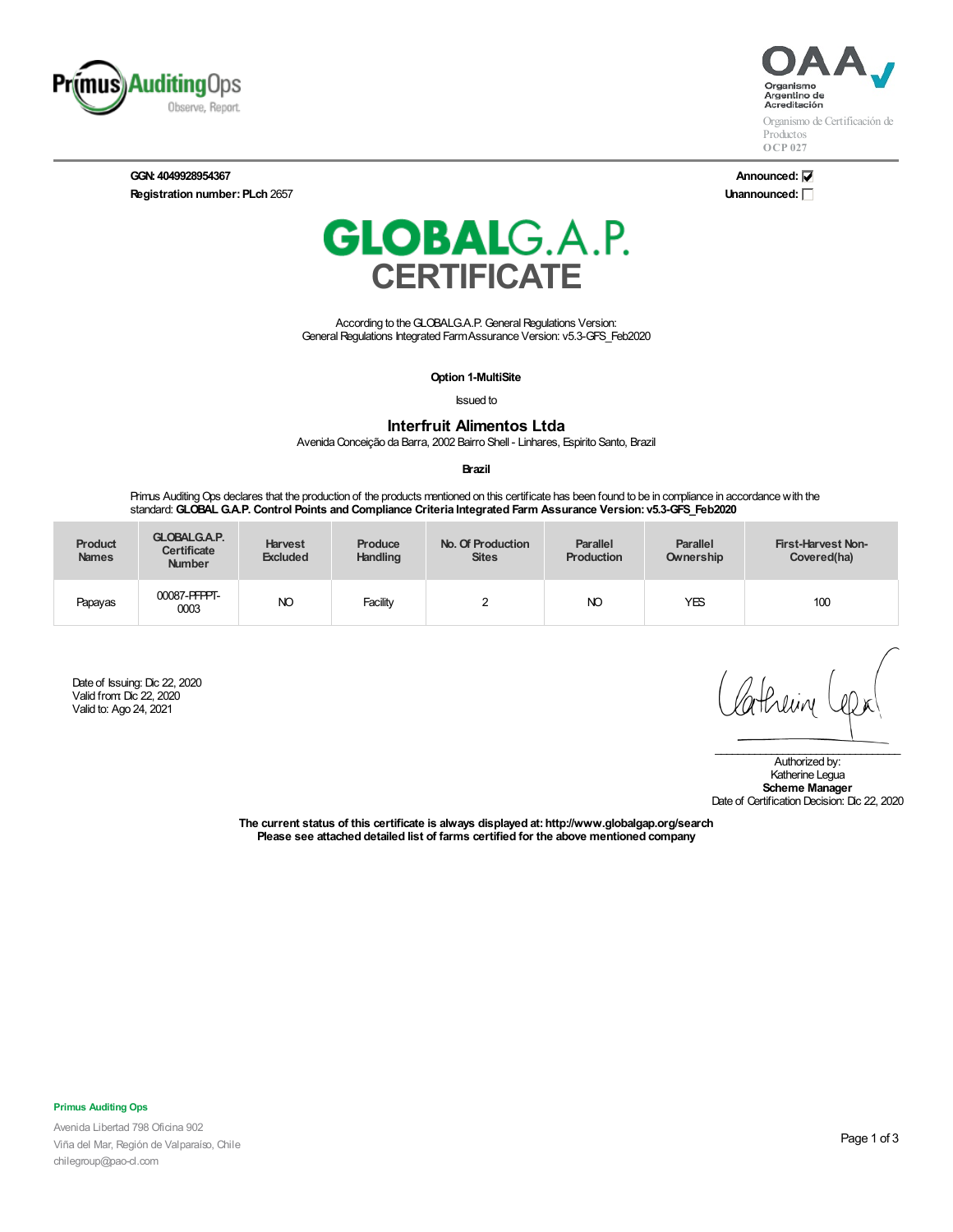Primus AuditingOps
Observe, Report.

OAA
Organismo Argentino de Acreditación
Organismo de Certificación de Productos
OCP 027

**GGN: 4049928954367**
**Registration number: PLch** 2657

**Announced:** ☑
**Unannounced:** ☐

# GLOBALG.A.P. CERTIFICATE

According to the GLOBALG.A.P. General Regulations Version:
General Regulations Integrated Farm Assurance Version: v5.3-GFS_Feb2020

**Option 1-MultiSite**

Issued to

## Interfruit Alimentos Ltda

Avenida Conceição da Barra, 2002 Bairro Shell - Linhares, Espirito Santo, Brazil

**Brazil**

Primus Auditing Ops declares that the production of the products mentioned on this certificate has been found to be in compliance in accordance with the standard: **GLOBAL G.A.P. Control Points and Compliance Criteria Integrated Farm Assurance Version: v5.3-GFS_Feb2020**

| Product Names | GLOBALG.A.P. Certificate Number | Harvest Excluded | Produce Handling | No. Of Production Sites | Parallel Production | Parallel Ownership | First-Harvest Non-Covered(ha) |
|---|---|---|---|---|---|---|---|
| Papayas | 00087-PFPPT-0003 | NO | Facility | 2 | NO | YES | 100 |

Date of Issuing: Dic 22, 2020
Valid from: Dic 22, 2020
Valid to: Ago 24, 2021

Authorized by:
Katherine Legua
**Scheme Manager**
Date of Certification Decision: Dic 22, 2020

**The current status of this certificate is always displayed at: http://www.globalgap.org/search**
**Please see attached detailed list of farms certified for the above mentioned company**

**Primus Auditing Ops**
Avenida Libertad 798 Oficina 902
Viña del Mar, Región de Valparaíso, Chile
chilegroup@pao-cl.com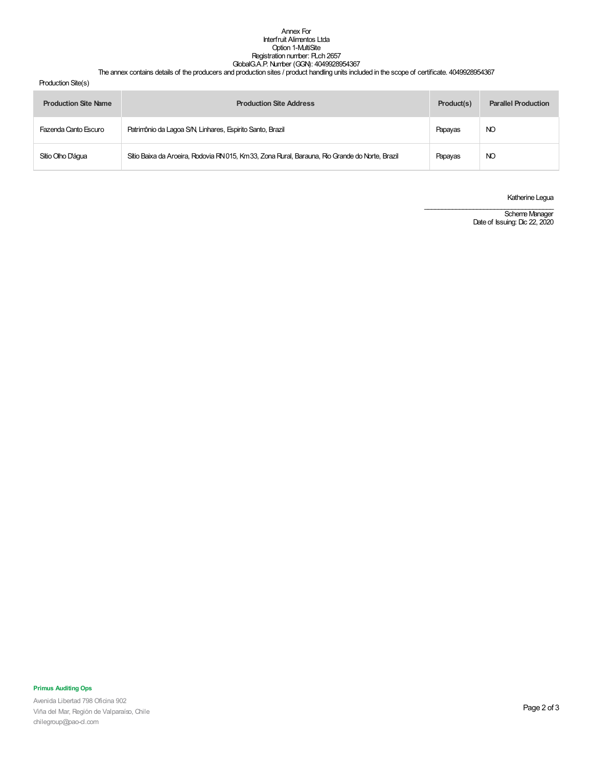Annex For
Interfruit Alimentos Ltda
Option 1-MultiSite
Registration number: PLch 2657
GlobalG.A.P. Number (GGN): 4049928954367
The annex contains details of the producers and production sites / product handling units included in the scope of certificate. 4049928954367

Production Site(s)

| Production Site Name | Production Site Address | Product(s) | Parallel Production |
|---|---|---|---|
| Fazenda Canto Escuro | Patrimônio da Lagoa S/N, Linhares, Espirito Santo, Brazil | Papayas | NO |
| Sitio Olho D'água | Sitio Baixa da Aroeira, Rodovia RN 015, Km 33, Zona Rural, Barauna, Rio Grande do Norte, Brazil | Papayas | NO |

Katherine Legua

Scheme Manager
Date of Issuing: Dic 22, 2020

**Primus Auditing Ops**

Avenida Libertad 798 Oficina 902
Viña del Mar, Región de Valparaíso, Chile
chilegroup@pao-cl.com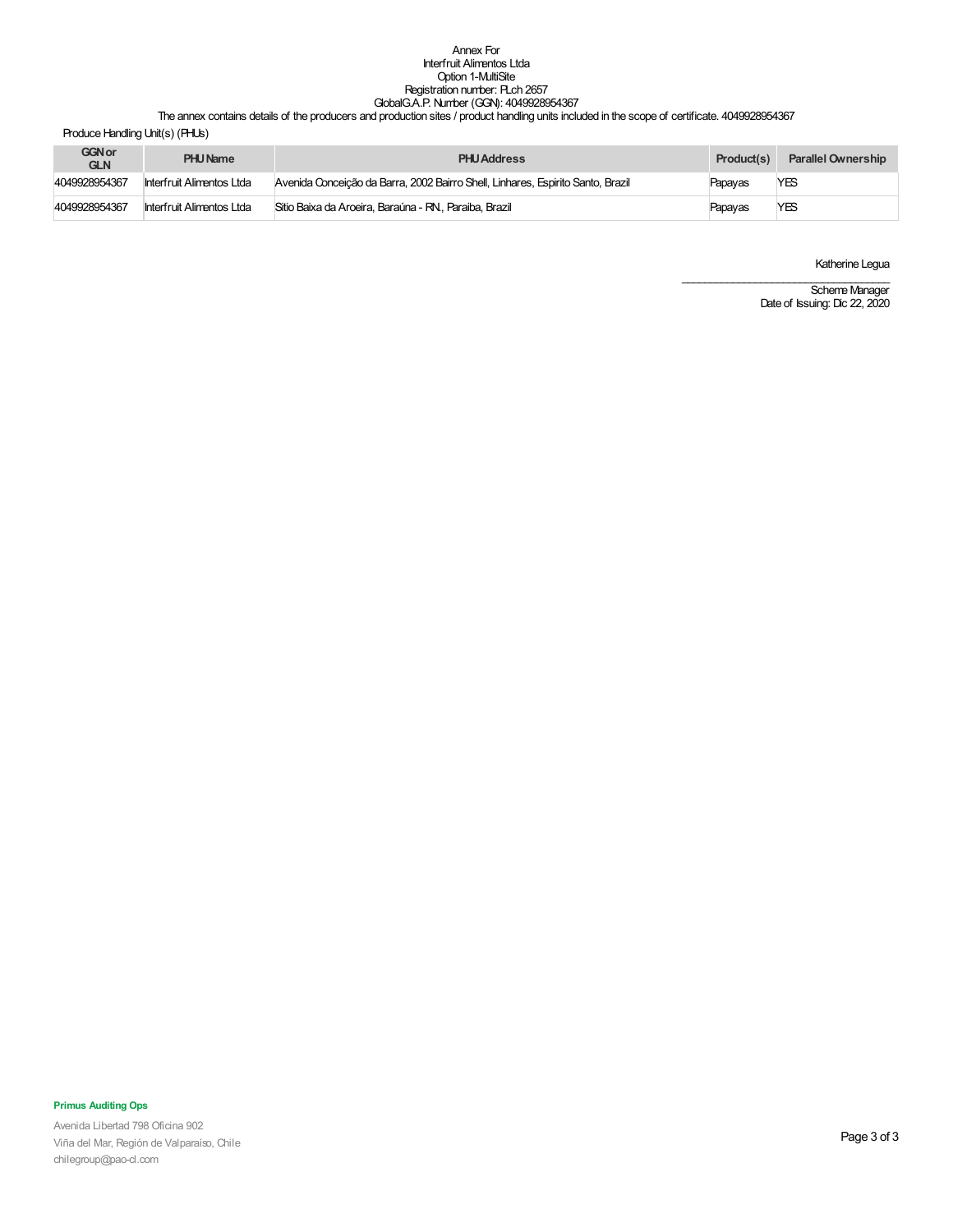Annex For
Interfruit Alimentos Ltda
Option 1-MultiSite
Registration number: PLch 2657
GlobalG.A.P. Number (GGN): 4049928954367

The annex contains details of the producers and production sites / product handling units included in the scope of certificate. 4049928954367

Produce Handling Unit(s) (PHUs)

| GGN or GLN | PHU Name | PHU Address | Product(s) | Parallel Ownership |
|---|---|---|---|---|
| 4049928954367 | Interfruit Alimentos Ltda | Avenida Conceição da Barra, 2002 Bairro Shell, Linhares, Espirito Santo, Brazil | Papayas | YES |
| 4049928954367 | Interfruit Alimentos Ltda | Sitio Baixa da Aroeira, Baraúna - RN., Paraiba, Brazil | Papayas | YES |

Katherine Legua

___________________________________

Scheme Manager
Date of Issuing: Dic 22, 2020

**Primus Auditing Ops**

Avenida Libertad 798 Oficina 902
Viña del Mar, Región de Valparaíso, Chile
chilegroup@pao-cl.com